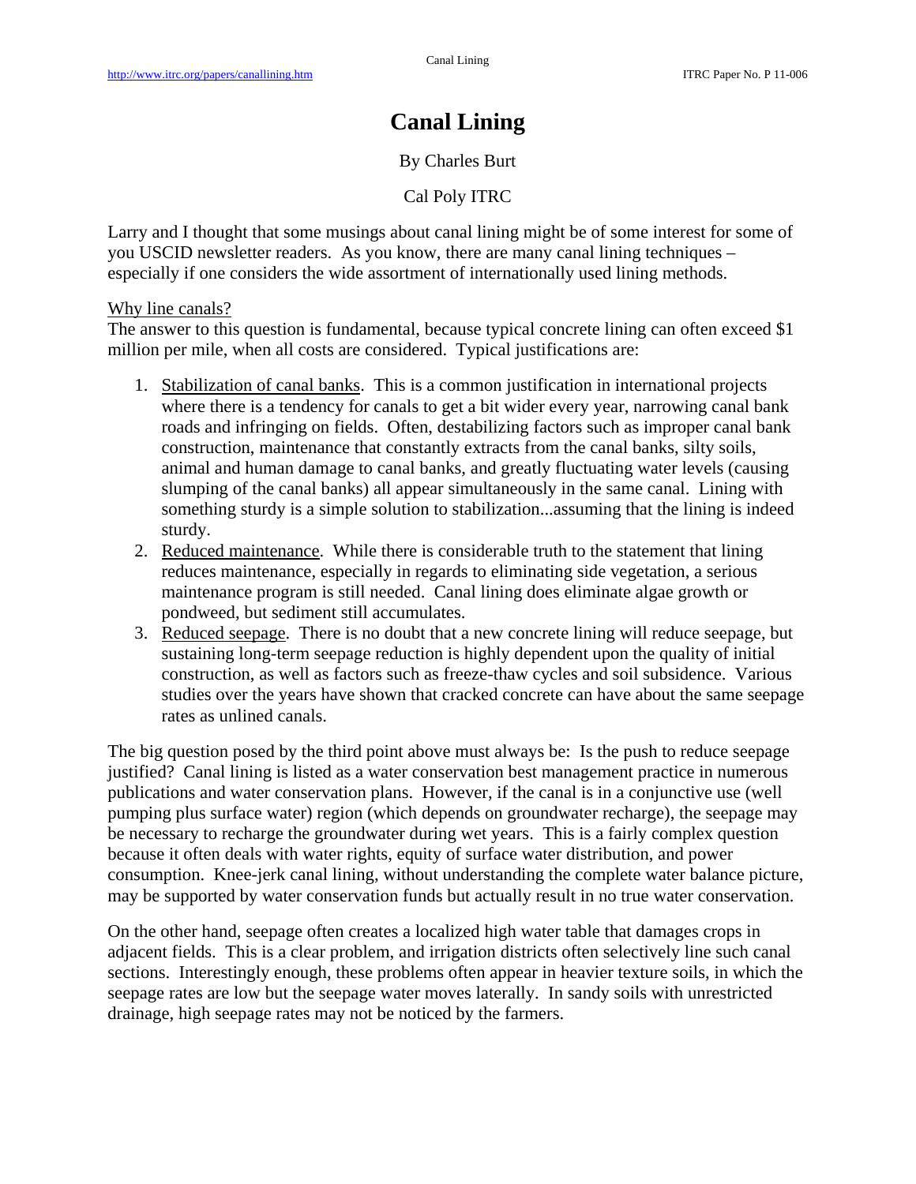# Canal Lining

By Charles Burt

Cal Poly ITRC

Larry and I thought that some musings about canal lining might be of some interest for some of you USCID newsletter readers. As you know, there are many canal lining techniques – especially if one considers the wide assortment of internationally used lining methods.

Why line canals?

The answer to this question is fundamental, because typical concrete lining can often exceed $1 million per mile, when all costs are considered. Typical justifications are:

1. Stabilization of canal banks. This is a common justification in international projects where there is a tendency for canals to get a bit wider every year, narrowing canal bank roads and infringing on fields. Often, destabilizing factors such as improper canal bank construction, maintenance that constantly extracts from the canal banks, silty soils, animal and human damage to canal banks, and greatly fluctuating water levels (causing slumping of the canal banks) all appear simultaneously in the same canal. Lining with something sturdy is a simple solution to stabilization...assuming that the lining is indeed sturdy.
2. Reduced maintenance. While there is considerable truth to the statement that lining reduces maintenance, especially in regards to eliminating side vegetation, a serious maintenance program is still needed. Canal lining does eliminate algae growth or pondweed, but sediment still accumulates.
3. Reduced seepage. There is no doubt that a new concrete lining will reduce seepage, but sustaining long-term seepage reduction is highly dependent upon the quality of initial construction, as well as factors such as freeze-thaw cycles and soil subsidence. Various studies over the years have shown that cracked concrete can have about the same seepage rates as unlined canals.

The big question posed by the third point above must always be: Is the push to reduce seepage justified? Canal lining is listed as a water conservation best management practice in numerous publications and water conservation plans. However, if the canal is in a conjunctive use (well pumping plus surface water) region (which depends on groundwater recharge), the seepage may be necessary to recharge the groundwater during wet years. This is a fairly complex question because it often deals with water rights, equity of surface water distribution, and power consumption. Knee-jerk canal lining, without understanding the complete water balance picture, may be supported by water conservation funds but actually result in no true water conservation.

On the other hand, seepage often creates a localized high water table that damages crops in adjacent fields. This is a clear problem, and irrigation districts often selectively line such canal sections. Interestingly enough, these problems often appear in heavier texture soils, in which the seepage rates are low but the seepage water moves laterally. In sandy soils with unrestricted drainage, high seepage rates may not be noticed by the farmers.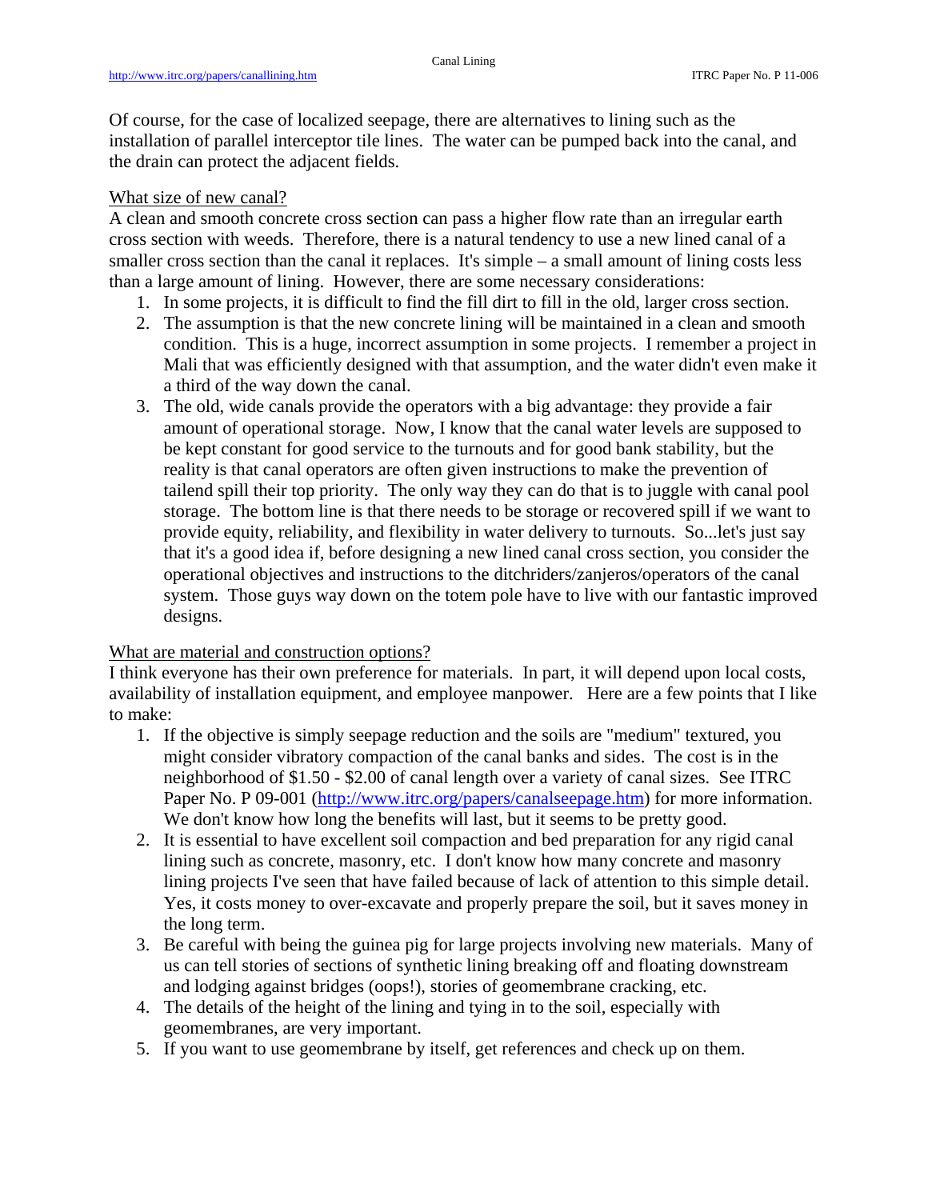Of course, for the case of localized seepage, there are alternatives to lining such as the installation of parallel interceptor tile lines. The water can be pumped back into the canal, and the drain can protect the adjacent fields.

What size of new canal?

A clean and smooth concrete cross section can pass a higher flow rate than an irregular earth cross section with weeds. Therefore, there is a natural tendency to use a new lined canal of a smaller cross section than the canal it replaces. It's simple – a small amount of lining costs less than a large amount of lining. However, there are some necessary considerations:

1. In some projects, it is difficult to find the fill dirt to fill in the old, larger cross section.
2. The assumption is that the new concrete lining will be maintained in a clean and smooth condition. This is a huge, incorrect assumption in some projects. I remember a project in Mali that was efficiently designed with that assumption, and the water didn't even make it a third of the way down the canal.
3. The old, wide canals provide the operators with a big advantage: they provide a fair amount of operational storage. Now, I know that the canal water levels are supposed to be kept constant for good service to the turnouts and for good bank stability, but the reality is that canal operators are often given instructions to make the prevention of tailend spill their top priority. The only way they can do that is to juggle with canal pool storage. The bottom line is that there needs to be storage or recovered spill if we want to provide equity, reliability, and flexibility in water delivery to turnouts. So...let's just say that it's a good idea if, before designing a new lined canal cross section, you consider the operational objectives and instructions to the ditchriders/zanjeros/operators of the canal system. Those guys way down on the totem pole have to live with our fantastic improved designs.

What are material and construction options?

I think everyone has their own preference for materials. In part, it will depend upon local costs, availability of installation equipment, and employee manpower. Here are a few points that I like to make:

1. If the objective is simply seepage reduction and the soils are "medium" textured, you might consider vibratory compaction of the canal banks and sides. The cost is in the neighborhood of $1.50 - $2.00 of canal length over a variety of canal sizes. See ITRC Paper No. P 09-001 (http://www.itrc.org/papers/canalseepage.htm) for more information. We don't know how long the benefits will last, but it seems to be pretty good.
2. It is essential to have excellent soil compaction and bed preparation for any rigid canal lining such as concrete, masonry, etc. I don't know how many concrete and masonry lining projects I've seen that have failed because of lack of attention to this simple detail. Yes, it costs money to over-excavate and properly prepare the soil, but it saves money in the long term.
3. Be careful with being the guinea pig for large projects involving new materials. Many of us can tell stories of sections of synthetic lining breaking off and floating downstream and lodging against bridges (oops!), stories of geomembrane cracking, etc.
4. The details of the height of the lining and tying in to the soil, especially with geomembranes, are very important.
5. If you want to use geomembrane by itself, get references and check up on them.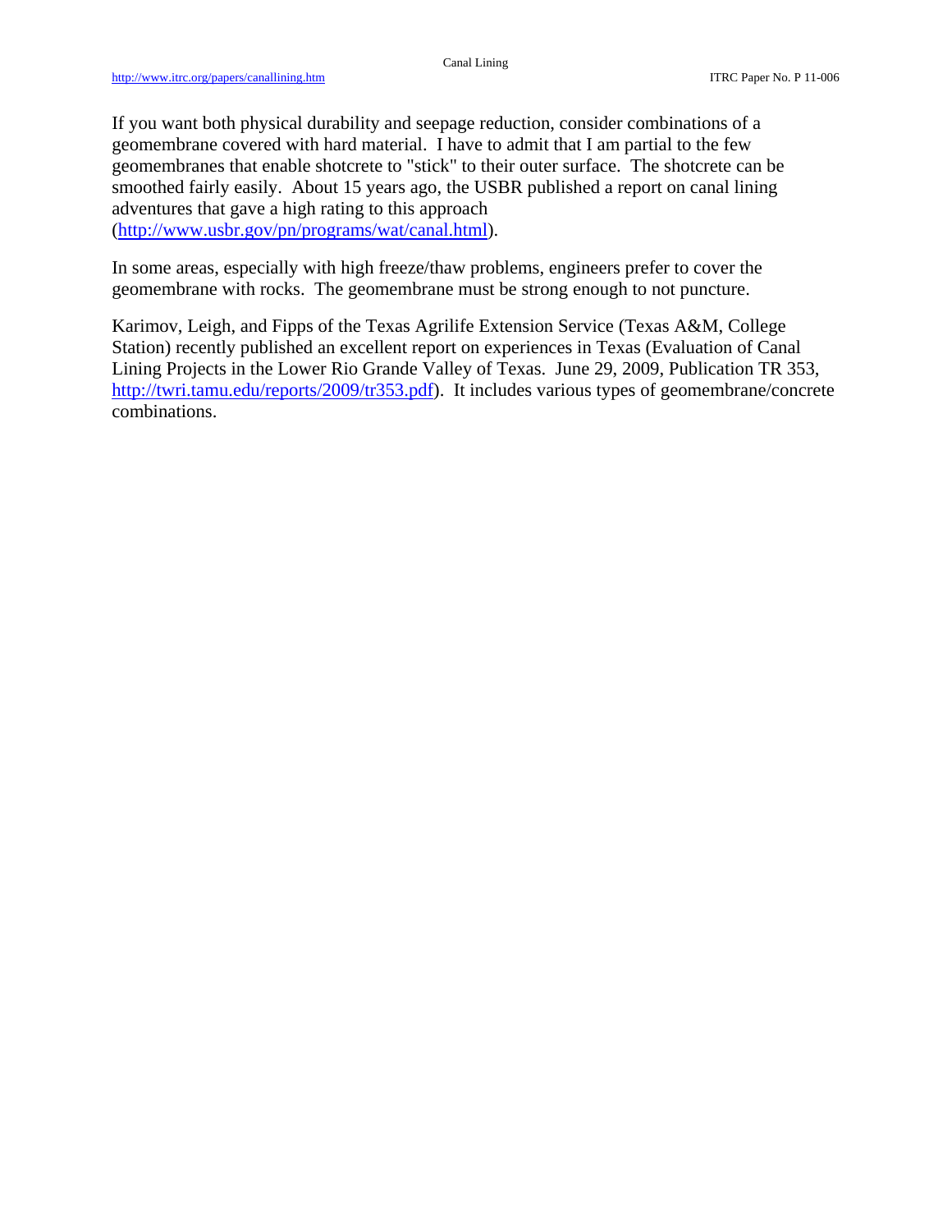If you want both physical durability and seepage reduction, consider combinations of a geomembrane covered with hard material. I have to admit that I am partial to the few geomembranes that enable shotcrete to "stick" to their outer surface. The shotcrete can be smoothed fairly easily. About 15 years ago, the USBR published a report on canal lining adventures that gave a high rating to this approach (http://www.usbr.gov/pn/programs/wat/canal.html).

In some areas, especially with high freeze/thaw problems, engineers prefer to cover the geomembrane with rocks. The geomembrane must be strong enough to not puncture.

Karimov, Leigh, and Fipps of the Texas Agrilife Extension Service (Texas A&M, College Station) recently published an excellent report on experiences in Texas (Evaluation of Canal Lining Projects in the Lower Rio Grande Valley of Texas. June 29, 2009, Publication TR 353, http://twri.tamu.edu/reports/2009/tr353.pdf). It includes various types of geomembrane/concrete combinations.